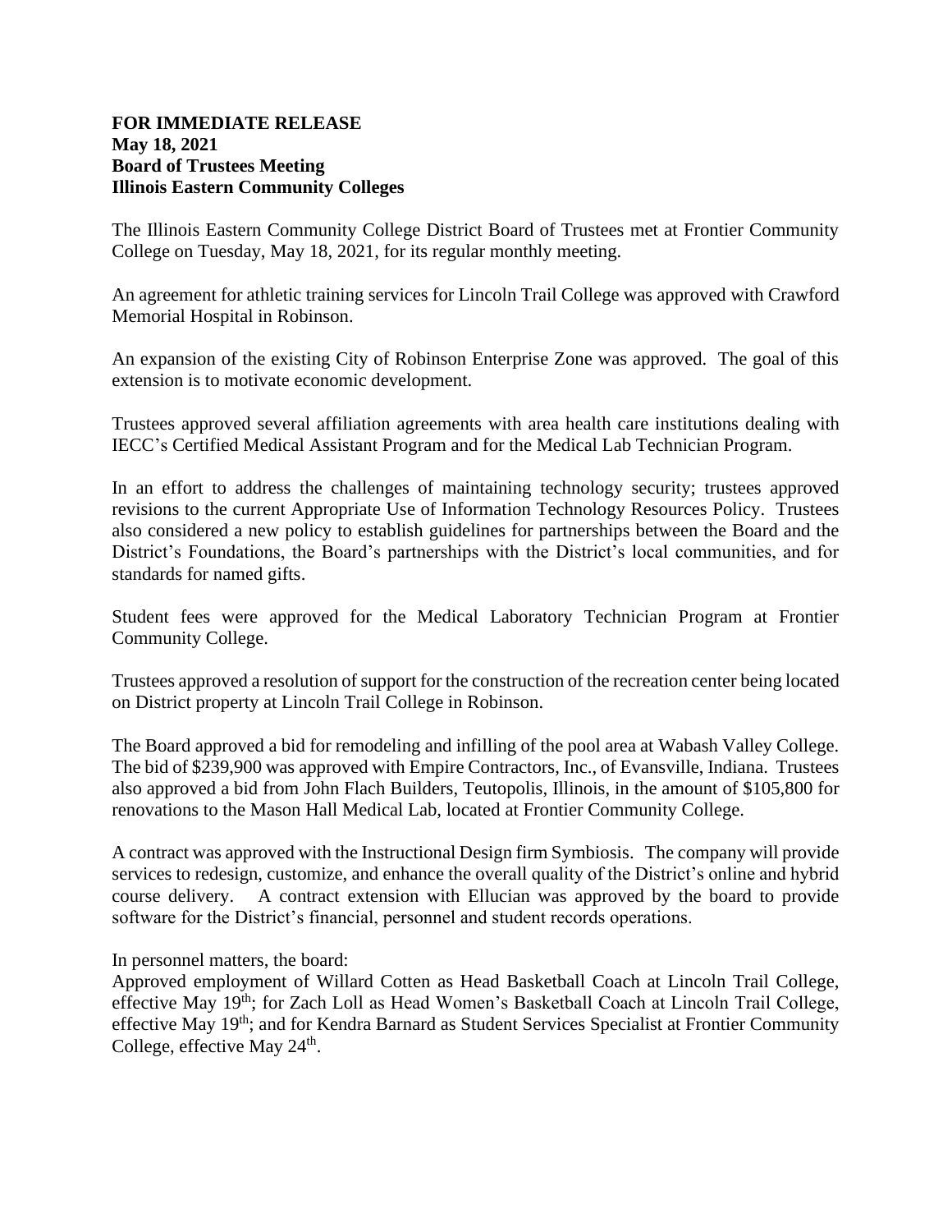**FOR IMMEDIATE RELEASE**
**May 18, 2021**
**Board of Trustees Meeting**
**Illinois Eastern Community Colleges**

The Illinois Eastern Community College District Board of Trustees met at Frontier Community College on Tuesday, May 18, 2021, for its regular monthly meeting.

An agreement for athletic training services for Lincoln Trail College was approved with Crawford Memorial Hospital in Robinson.

An expansion of the existing City of Robinson Enterprise Zone was approved. The goal of this extension is to motivate economic development.

Trustees approved several affiliation agreements with area health care institutions dealing with IECC's Certified Medical Assistant Program and for the Medical Lab Technician Program.

In an effort to address the challenges of maintaining technology security; trustees approved revisions to the current Appropriate Use of Information Technology Resources Policy. Trustees also considered a new policy to establish guidelines for partnerships between the Board and the District's Foundations, the Board's partnerships with the District's local communities, and for standards for named gifts.

Student fees were approved for the Medical Laboratory Technician Program at Frontier Community College.

Trustees approved a resolution of support for the construction of the recreation center being located on District property at Lincoln Trail College in Robinson.

The Board approved a bid for remodeling and infilling of the pool area at Wabash Valley College. The bid of $239,900 was approved with Empire Contractors, Inc., of Evansville, Indiana. Trustees also approved a bid from John Flach Builders, Teutopolis, Illinois, in the amount of $105,800 for renovations to the Mason Hall Medical Lab, located at Frontier Community College.

A contract was approved with the Instructional Design firm Symbiosis. The company will provide services to redesign, customize, and enhance the overall quality of the District's online and hybrid course delivery. A contract extension with Ellucian was approved by the board to provide software for the District's financial, personnel and student records operations.

In personnel matters, the board:
Approved employment of Willard Cotten as Head Basketball Coach at Lincoln Trail College, effective May 19th; for Zach Loll as Head Women's Basketball Coach at Lincoln Trail College, effective May 19th; and for Kendra Barnard as Student Services Specialist at Frontier Community College, effective May 24th.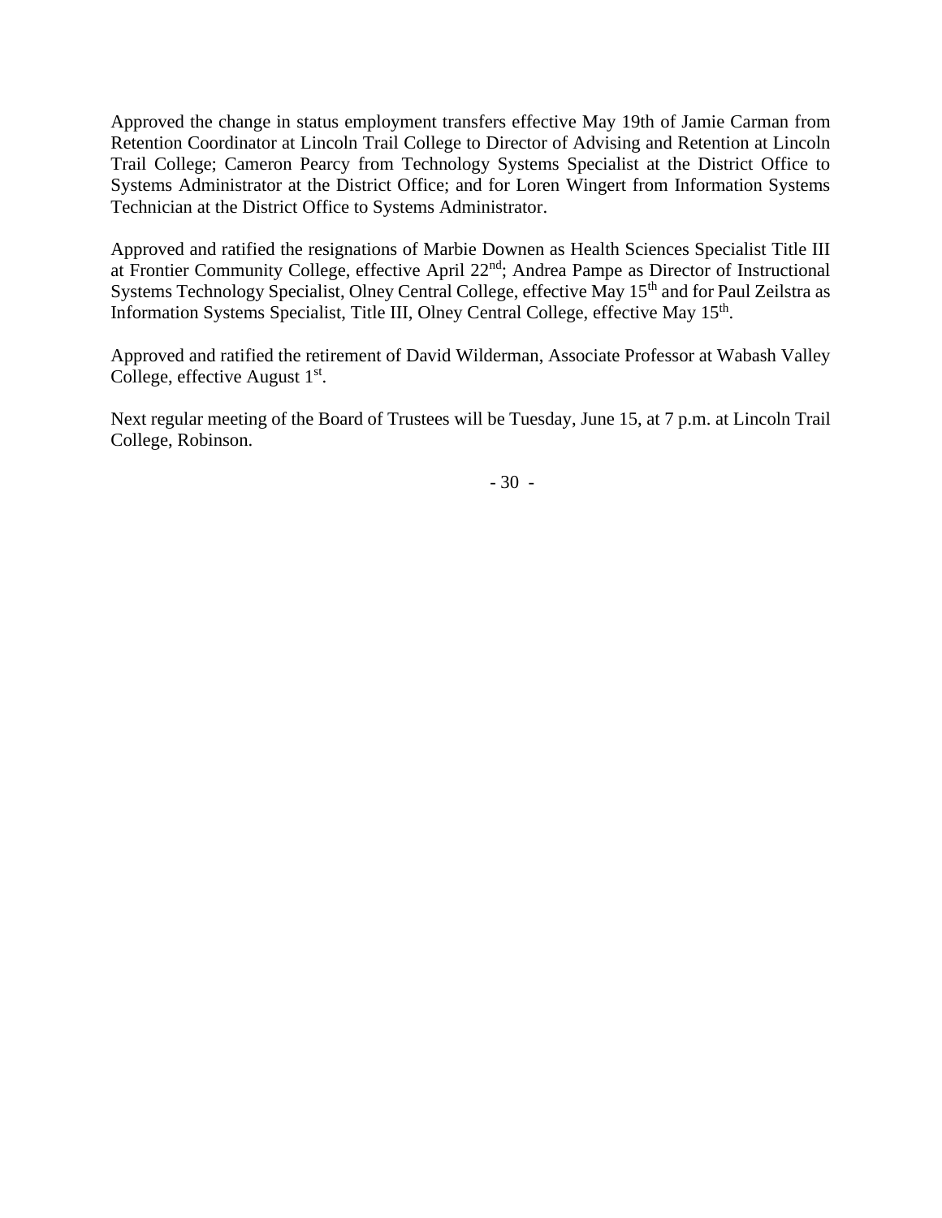Approved the change in status employment transfers effective May 19th of Jamie Carman from Retention Coordinator at Lincoln Trail College to Director of Advising and Retention at Lincoln Trail College; Cameron Pearcy from Technology Systems Specialist at the District Office to Systems Administrator at the District Office; and for Loren Wingert from Information Systems Technician at the District Office to Systems Administrator.

Approved and ratified the resignations of Marbie Downen as Health Sciences Specialist Title III at Frontier Community College, effective April 22nd; Andrea Pampe as Director of Instructional Systems Technology Specialist, Olney Central College, effective May 15th and for Paul Zeilstra as Information Systems Specialist, Title III, Olney Central College, effective May 15th.

Approved and ratified the retirement of David Wilderman, Associate Professor at Wabash Valley College, effective August 1st.

Next regular meeting of the Board of Trustees will be Tuesday, June 15, at 7 p.m. at Lincoln Trail College, Robinson.

- 30 -